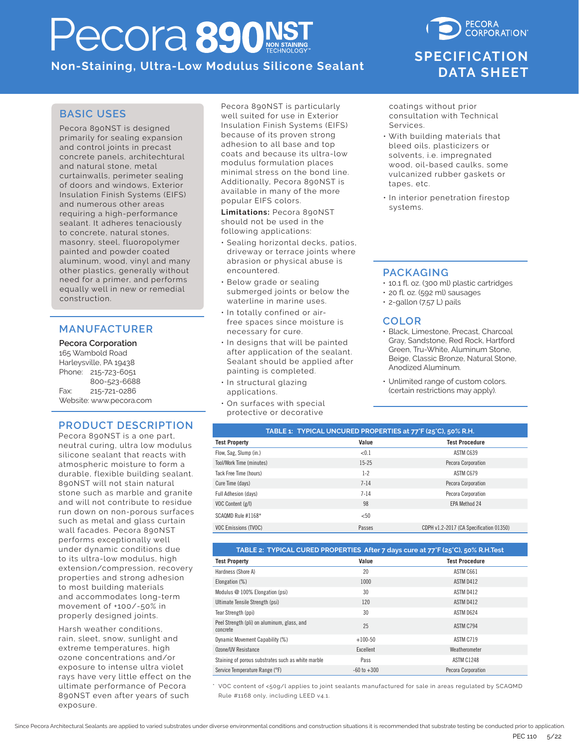# Pecora 890NST

NON STAINING TECHNOLOGY™

**Non-Staining, Ultra-Low Modulus Silicone Sealant**

PECORA CORPORATION®

## SPECIFICATION DATA SHEET

## BASIC USES

Pecora 890NST is designed primarily for sealing expansion and control joints in precast concrete panels, architechtural and natural stone, metal curtainwalls, perimeter sealing of doors and windows, Exterior Insulation Finish Systems (EIFS) and numerous other areas requiring a high-performance sealant. It adheres tenaciously to concrete, natural stones, masonry, steel, fluoropolymer painted and powder coated aluminum, wood, vinyl and many other plastics, generally without need for a primer, and performs equally well in new or remedial construction.

Pecora 890NST is particularly well suited for use in Exterior Insulation Finish Systems (EIFS) because of its proven strong adhesion to all base and top coats and because its ultra-low modulus formulation places minimal stress on the bond line. Additionally, Pecora 890NST is available in many of the more popular EIFS colors.

**Limitations:** Pecora 890NST should not be used in the following applications:

- Sealing horizontal decks, patios, driveway or terrace joints where abrasion or physical abuse is encountered.
- Below grade or sealing submerged joints or below the waterline in marine uses.
- In totally confined or air-free spaces since moisture is necessary for cure.
- In designs that will be painted after application of the sealant. Sealant should be applied after painting is completed.
- In structural glazing applications.
- On surfaces with special protective or decorative coatings without prior consultation with Technical Services.
- With building materials that bleed oils, plasticizers or solvents, i.e. impregnated wood, oil-based caulks, some vulcanized rubber gaskets or tapes, etc.
- In interior penetration firestop systems.

## MANUFACTURER

**Pecora Corporation**
165 Wambold Road
Harleysville, PA 19438
Phone: 215-723-6051
800-523-6688
Fax: 215-721-0286
Website: www.pecora.com

## PRODUCT DESCRIPTION

Pecora 890NST is a one part, neutral curing, ultra low modulus silicone sealant that reacts with atmospheric moisture to form a durable, flexible building sealant. 890NST will not stain natural stone such as marble and granite and will not contribute to residue run down on non-porous surfaces such as metal and glass curtain wall facades. Pecora 890NST performs exceptionally well under dynamic conditions due to its ultra-low modulus, high extension/compression, recovery properties and strong adhesion to most building materials and accommodates long-term movement of +100/-50% in properly designed joints.

Harsh weather conditions, rain, sleet, snow, sunlight and extreme temperatures, high ozone concentrations and/or exposure to intense ultra violet rays have very little effect on the ultimate performance of Pecora 890NST even after years of such exposure.

## PACKAGING

- 10.1 fl. oz. (300 ml) plastic cartridges
- 20 fl. oz. (592 ml) sausages
- 2-gallon (7.57 L) pails

## COLOR

- Black, Limestone, Precast, Charcoal Gray, Sandstone, Red Rock, Hartford Green, Tru-White, Aluminum Stone, Beige, Classic Bronze, Natural Stone, Anodized Aluminum.
- Unlimited range of custom colors. (certain restrictions may apply).

**TABLE 1: TYPICAL UNCURED PROPERTIES at 77°F (25°C), 50% R.H.**

| Test Property | Value | Test Procedure |
|---|---|---|
| Flow, Sag, Slump (in.) | <0.1 | ASTM C639 |
| Tool/Work Time (minutes) | 15-25 | Pecora Corporation |
| Tack Free Time (hours) | 1-2 | ASTM C679 |
| Cure Time (days) | 7-14 | Pecora Corporation |
| Full Adhesion (days) | 7-14 | Pecora Corporation |
| VOC Content (g/l) | 98 | EPA Method 24 |
| SCAQMD Rule #1168* | <50 | |
| VOC Emissions (TVOC) | Passes | CDPH v1.2-2017 (CA Specification 01350) |

**TABLE 2: TYPICAL CURED PROPERTIES After 7 days cure at 77°F (25°C), 50% R.H.Test**

| Test Property | Value | Test Procedure |
|---|---|---|
| Hardness (Shore A) | 20 | ASTM C661 |
| Elongation (%) | 1000 | ASTM D412 |
| Modulus @ 100% Elongation (psi) | 30 | ASTM D412 |
| Ultimate Tensile Strength (psi) | 120 | ASTM D412 |
| Tear Strength (ppi) | 30 | ASTM D624 |
| Peel Strength (pli) on aluminum, glass, and concrete | 25 | ASTM C794 |
| Dynamic Movement Capability (%) | +100-50 | ASTM C719 |
| Ozone/UV Resistance | Excellent | Weatherometer |
| Staining of porous substrates such as white marble | Pass | ASTM C1248 |
| Service Temperature Range (°F) | -60 to +300 | Pecora Corporation |

* VOC content of <50g/l applies to joint sealants manufactured for sale in areas regulated by SCAQMD Rule #1168 only, including LEED v4.1.

Since Pecora Architectural Sealants are applied to varied substrates under diverse environmental conditions and construction situations it is recommended that substrate testing be conducted prior to application.

PEC 110 5/22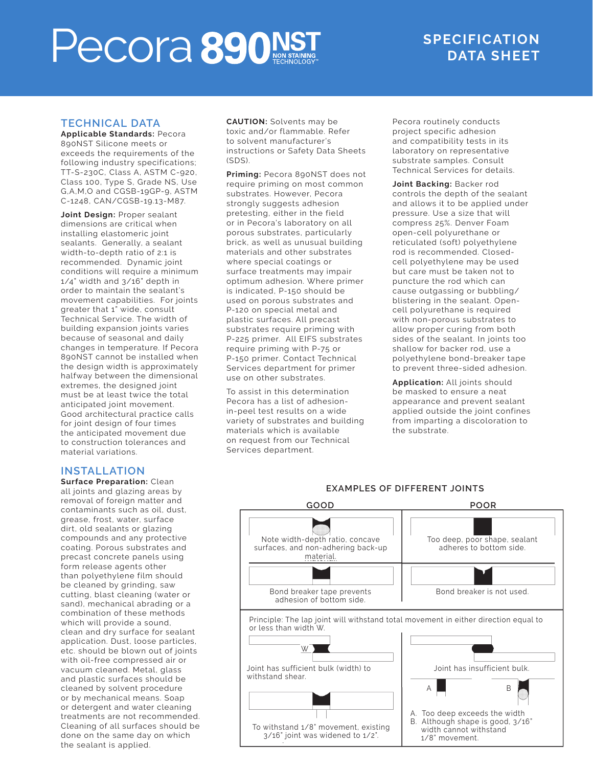# Pecora 890NST

NON STAINING TECHNOLOGY™

## SPECIFICATION DATA SHEET

## TECHNICAL DATA

**Applicable Standards:** Pecora 890NST Silicone meets or exceeds the requirements of the following industry specifications; TT-S-230C, Class A, ASTM C-920, Class 100, Type S, Grade NS, Use G,A,M,O and CGSB-19GP-9, ASTM C-1248, CAN/CGSB-19.13-M87.

**Joint Design:** Proper sealant dimensions are critical when installing elastomeric joint sealants. Generally, a sealant width-to-depth ratio of 2:1 is recommended. Dynamic joint conditions will require a minimum 1/4" width and 3/16" depth in order to maintain the sealant's movement capabilities. For joints greater that 1" wide, consult Technical Service. The width of building expansion joints varies because of seasonal and daily changes in temperature. If Pecora 890NST cannot be installed when the design width is approximately halfway between the dimensional extremes, the designed joint must be at least twice the total anticipated joint movement. Good architectural practice calls for joint design of four times the anticipated movement due to construction tolerances and material variations.

## INSTALLATION

**Surface Preparation:** Clean all joints and glazing areas by removal of foreign matter and contaminants such as oil, dust, grease, frost, water, surface dirt, old sealants or glazing compounds and any protective coating. Porous substrates and precast concrete panels using form release agents other than polyethylene film should be cleaned by grinding, saw cutting, blast cleaning (water or sand), mechanical abrading or a combination of these methods which will provide a sound, clean and dry surface for sealant application. Dust, loose particles, etc. should be blown out of joints with oil-free compressed air or vacuum cleaned. Metal, glass and plastic surfaces should be cleaned by solvent procedure or by mechanical means. Soap or detergent and water cleaning treatments are not recommended. Cleaning of all surfaces should be done on the same day on which the sealant is applied.

**CAUTION:** Solvents may be toxic and/or flammable. Refer to solvent manufacturer's instructions or Safety Data Sheets (SDS).

**Priming:** Pecora 890NST does not require priming on most common substrates. However, Pecora strongly suggests adhesion pretesting, either in the field or in Pecora's laboratory on all porous substrates, particularly brick, as well as unusual building materials and other substrates where special coatings or surface treatments may impair optimum adhesion. Where primer is indicated, P-150 should be used on porous substrates and P-120 on special metal and plastic surfaces. All precast substrates require priming with P-225 primer. All EIFS substrates require priming with P-75 or P-150 primer. Contact Technical Services department for primer use on other substrates.

To assist in this determination Pecora has a list of adhesion-in-peel test results on a wide variety of substrates and building materials which is available on request from our Technical Services department.

Pecora routinely conducts project specific adhesion and compatibility tests in its laboratory on representative substrate samples. Consult Technical Services for details.

**Joint Backing:** Backer rod controls the depth of the sealant and allows it to be applied under pressure. Use a size that will compress 25%. Denver Foam open-cell polyurethane or reticulated (soft) polyethylene rod is recommended. Closed-cell polyethylene may be used but care must be taken not to puncture the rod which can cause outgassing or bubbling/blistering in the sealant. Open-cell polyurethane is required with non-porous substrates to allow proper curing from both sides of the sealant. In joints too shallow for backer rod, use a polyethylene bond-breaker tape to prevent three-sided adhesion.

**Application:** All joints should be masked to ensure a neat appearance and prevent sealant applied outside the joint confines from imparting a discoloration to the substrate.

### EXAMPLES OF DIFFERENT JOINTS

| GOOD | POOR |
|---|---|
| Note width-depth ratio, concave surfaces, and non-adhering back-up material. | Too deep, poor shape, sealant adheres to bottom side. |
| Bond breaker tape prevents adhesion of bottom side. | Bond breaker is not used. |

Principle: The lap joint will withstand total movement in either direction equal to or less than width W.

| | |
|---|---|
| W<br>Joint has sufficient bulk (width) to withstand shear. | Joint has insufficient bulk. |
| To withstand 1/8" movement, existing 3/16" joint was widened to 1/2". | A B<br>A. Too deep exceeds the width<br>B. Although shape is good, 3/16" width cannot withstand 1/8" movement. |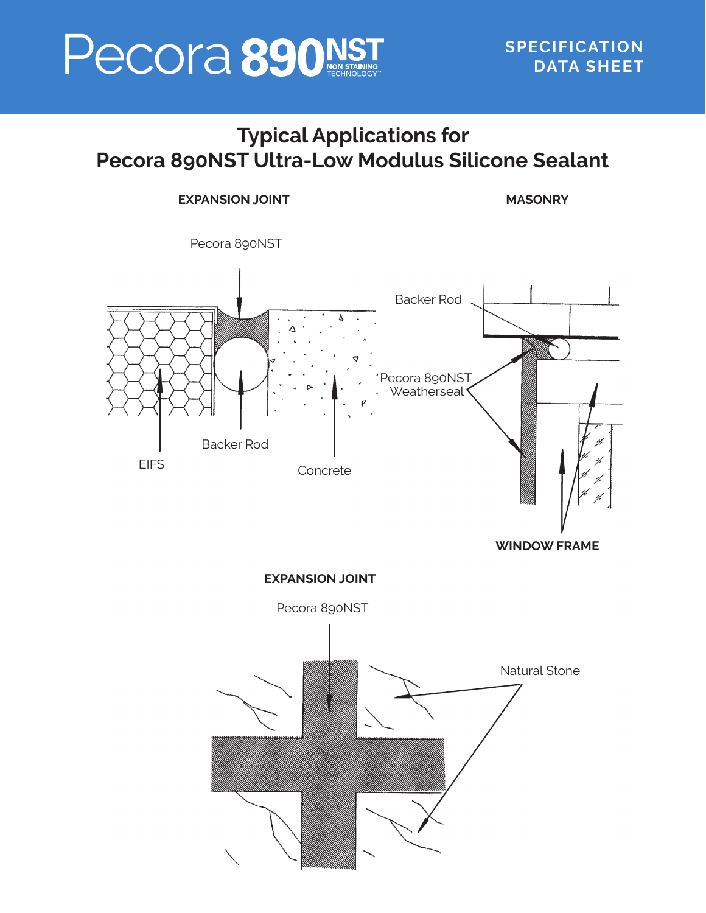# Typical Applications for Pecora 890NST Ultra-Low Modulus Silicone Sealant

**EXPANSION JOINT**

Pecora 890NST

Backer Rod

EIFS

Concrete

**MASONRY**

Backer Rod

Pecora 890NST Weatherseal

**WINDOW FRAME**

**EXPANSION JOINT**

Pecora 890NST

Natural Stone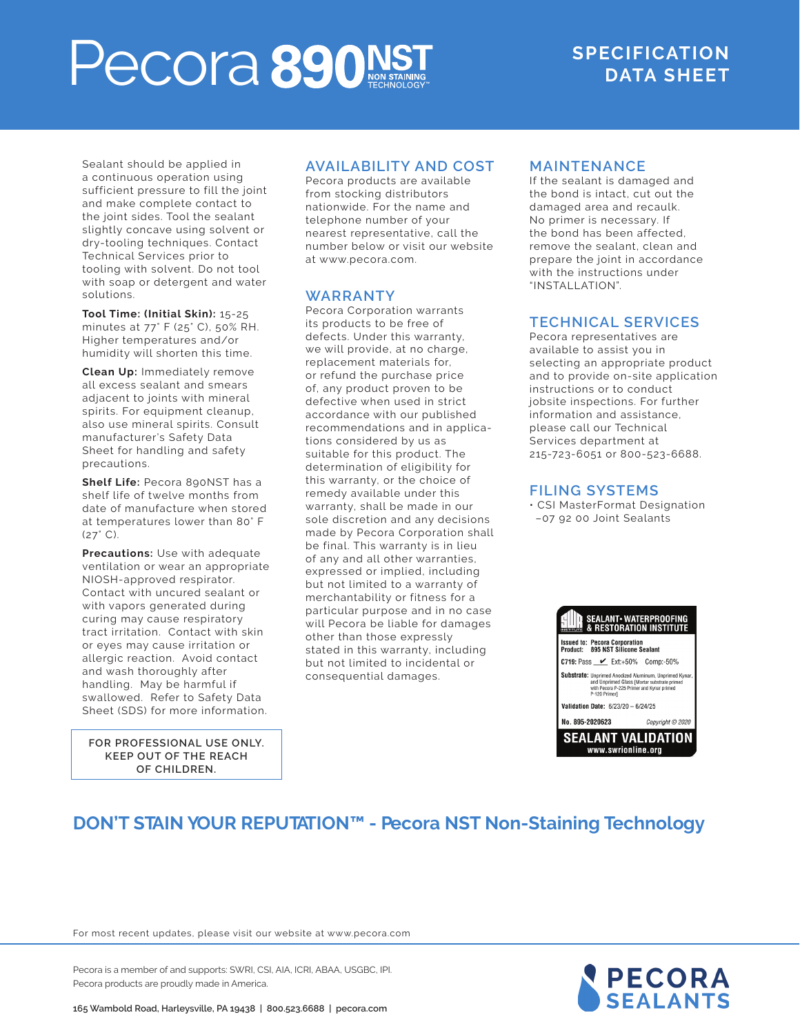Sealant should be applied in a continuous operation using sufficient pressure to fill the joint and make complete contact to the joint sides. Tool the sealant slightly concave using solvent or dry-tooling techniques. Contact Technical Services prior to tooling with solvent. Do not tool with soap or detergent and water solutions.

**Tool Time: (Initial Skin):** 15-25 minutes at 77° F (25° C), 50% RH. Higher temperatures and/or humidity will shorten this time.

**Clean Up:** Immediately remove all excess sealant and smears adjacent to joints with mineral spirits. For equipment cleanup, also use mineral spirits. Consult manufacturer's Safety Data Sheet for handling and safety precautions.

**Shelf Life:** Pecora 890NST has a shelf life of twelve months from date of manufacture when stored at temperatures lower than 80° F (27° C).

**Precautions:** Use with adequate ventilation or wear an appropriate NIOSH-approved respirator. Contact with uncured sealant or with vapors generated during curing may cause respiratory tract irritation. Contact with skin or eyes may cause irritation or allergic reaction. Avoid contact and wash thoroughly after handling. May be harmful if swallowed. Refer to Safety Data Sheet (SDS) for more information.

FOR PROFESSIONAL USE ONLY.
KEEP OUT OF THE REACH OF CHILDREN.

## AVAILABILITY AND COST

Pecora products are available from stocking distributors nationwide. For the name and telephone number of your nearest representative, call the number below or visit our website at www.pecora.com.

## WARRANTY

Pecora Corporation warrants its products to be free of defects. Under this warranty, we will provide, at no charge, replacement materials for, or refund the purchase price of, any product proven to be defective when used in strict accordance with our published recommendations and in applications considered by us as suitable for this product. The determination of eligibility for this warranty, or the choice of remedy available under this warranty, shall be made in our sole discretion and any decisions made by Pecora Corporation shall be final. This warranty is in lieu of any and all other warranties, expressed or implied, including but not limited to a warranty of merchantability or fitness for a particular purpose and in no case will Pecora be liable for damages other than those expressly stated in this warranty, including but not limited to incidental or consequential damages.

## MAINTENANCE

If the sealant is damaged and the bond is intact, cut out the damaged area and recaulk. No primer is necessary. If the bond has been affected, remove the sealant, clean and prepare the joint in accordance with the instructions under "INSTALLATION".

## TECHNICAL SERVICES

Pecora representatives are available to assist you in selecting an appropriate product and to provide on-site application instructions or to conduct jobsite inspections. For further information and assistance, please call our Technical Services department at 215-723-6051 or 800-523-6688.

## FILING SYSTEMS

- CSI MasterFormat Designation –07 92 00 Joint Sealants

SEALANT • WATERPROOFING & RESTORATION INSTITUTE

Issued to: Pecora Corporation
Product: 895 NST Silicone Sealant

C719: Pass ✔ Ext:+50% Comp:-50%

Substrate: Unprimed Anodized Aluminum, Unprimed Kynar, and Unprimed Glass [Mortar substrate primed with Pecora P-225 Primer and Kynar primed P-120 Primer]

Validation Date: 6/23/20 – 6/24/25

No. 895-2020623 Copyright © 2020

SEALANT VALIDATION
www.swrionline.org

**DON'T STAIN YOUR REPUTATION™ - Pecora NST Non-Staining Technology**

For most recent updates, please visit our website at www.pecora.com

Pecora is a member of and supports: SWRI, CSI, AIA, ICRI, ABAA, USGBC, IPI.
Pecora products are proudly made in America.

165 Wambold Road, Harleysville, PA 19438 | 800.523.6688 | pecora.com